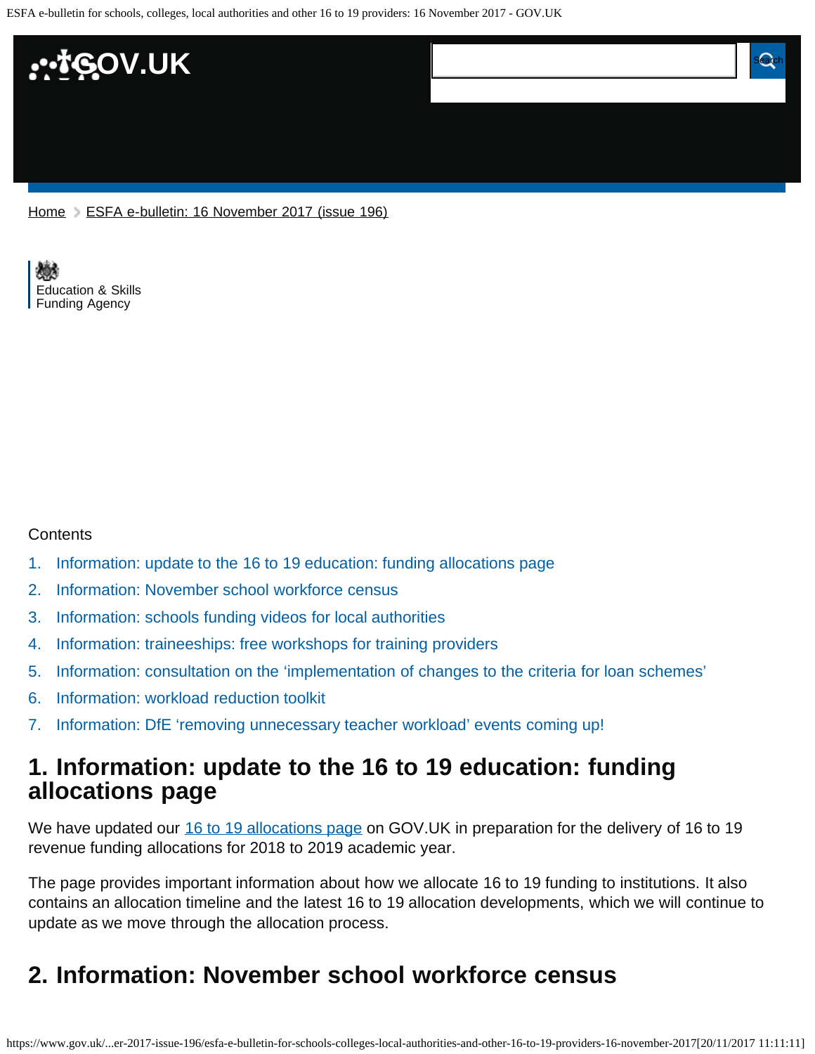Home > ESFA e-bulletin: 16 November 2017 (issue 196)

Education & Skills Funding Agency

Contents

1. Information: update to the 16 to 19 education: funding allocations page
2. Information: November school workforce census
3. Information: schools funding videos for local authorities
4. Information: traineeships: free workshops for training providers
5. Information: consultation on the 'implementation of changes to the criteria for loan schemes'
6. Information: workload reduction toolkit
7. Information: DfE 'removing unnecessary teacher workload' events coming up!

## 1. Information: update to the 16 to 19 education: funding allocations page

We have updated our 16 to 19 allocations page on GOV.UK in preparation for the delivery of 16 to 19 revenue funding allocations for 2018 to 2019 academic year.

The page provides important information about how we allocate 16 to 19 funding to institutions. It also contains an allocation timeline and the latest 16 to 19 allocation developments, which we will continue to update as we move through the allocation process.

## 2. Information: November school workforce census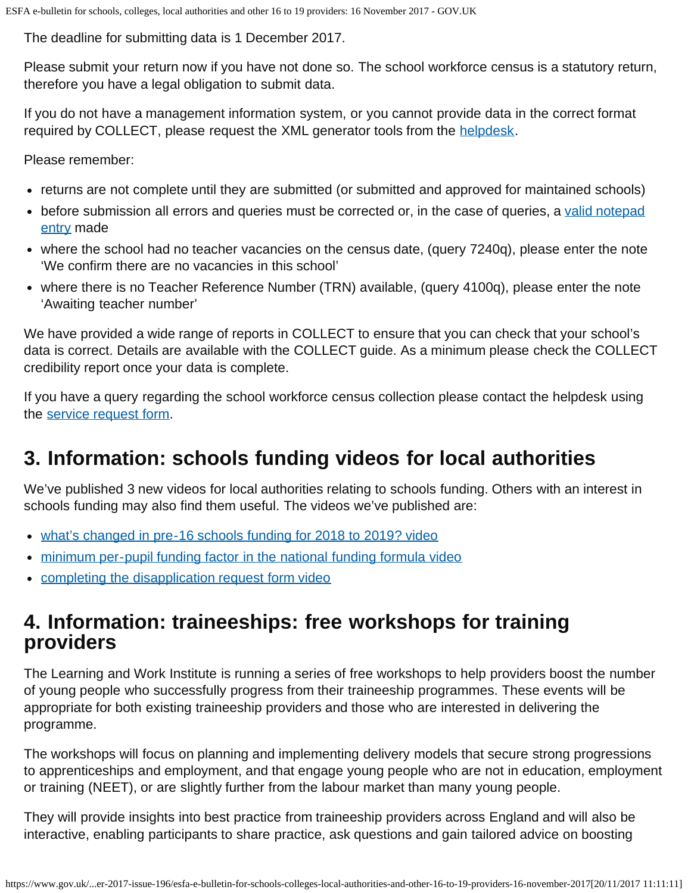The deadline for submitting data is 1 December 2017.

Please submit your return now if you have not done so. The school workforce census is a statutory return, therefore you have a legal obligation to submit data.

If you do not have a management information system, or you cannot provide data in the correct format required by COLLECT, please request the XML generator tools from the helpdesk.

Please remember:

- returns are not complete until they are submitted (or submitted and approved for maintained schools)
- before submission all errors and queries must be corrected or, in the case of queries, a valid notepad entry made
- where the school had no teacher vacancies on the census date, (query 7240q), please enter the note 'We confirm there are no vacancies in this school'
- where there is no Teacher Reference Number (TRN) available, (query 4100q), please enter the note 'Awaiting teacher number'

We have provided a wide range of reports in COLLECT to ensure that you can check that your school's data is correct. Details are available with the COLLECT guide. As a minimum please check the COLLECT credibility report once your data is complete.

If you have a query regarding the school workforce census collection please contact the helpdesk using the service request form.

## 3. Information: schools funding videos for local authorities

We've published 3 new videos for local authorities relating to schools funding. Others with an interest in schools funding may also find them useful. The videos we've published are:

- what's changed in pre-16 schools funding for 2018 to 2019? video
- minimum per-pupil funding factor in the national funding formula video
- completing the disapplication request form video

## 4. Information: traineeships: free workshops for training providers

The Learning and Work Institute is running a series of free workshops to help providers boost the number of young people who successfully progress from their traineeship programmes. These events will be appropriate for both existing traineeship providers and those who are interested in delivering the programme.

The workshops will focus on planning and implementing delivery models that secure strong progressions to apprenticeships and employment, and that engage young people who are not in education, employment or training (NEET), or are slightly further from the labour market than many young people.

They will provide insights into best practice from traineeship providers across England and will also be interactive, enabling participants to share practice, ask questions and gain tailored advice on boosting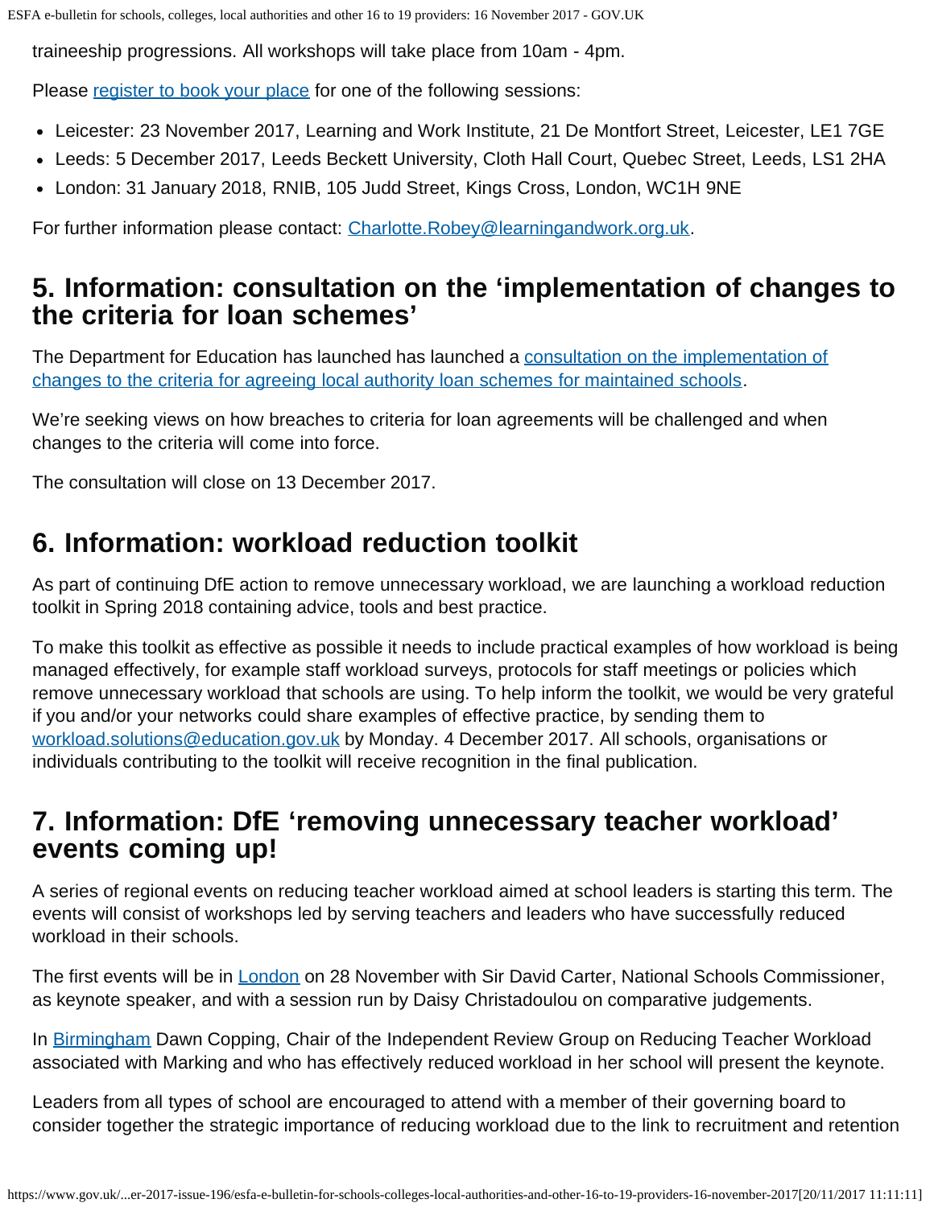traineeship progressions. All workshops will take place from 10am - 4pm.

Please [register to book your place](#) for one of the following sessions:

- Leicester: 23 November 2017, Learning and Work Institute, 21 De Montfort Street, Leicester, LE1 7GE
- Leeds: 5 December 2017, Leeds Beckett University, Cloth Hall Court, Quebec Street, Leeds, LS1 2HA
- London: 31 January 2018, RNIB, 105 Judd Street, Kings Cross, London, WC1H 9NE

For further information please contact: Charlotte.Robey@learningandwork.org.uk.

## 5. Information: consultation on the 'implementation of changes to the criteria for loan schemes'

The Department for Education has launched has launched a [consultation on the implementation of changes to the criteria for agreeing local authority loan schemes for maintained schools](#).

We're seeking views on how breaches to criteria for loan agreements will be challenged and when changes to the criteria will come into force.

The consultation will close on 13 December 2017.

## 6. Information: workload reduction toolkit

As part of continuing DfE action to remove unnecessary workload, we are launching a workload reduction toolkit in Spring 2018 containing advice, tools and best practice.

To make this toolkit as effective as possible it needs to include practical examples of how workload is being managed effectively, for example staff workload surveys, protocols for staff meetings or policies which remove unnecessary workload that schools are using. To help inform the toolkit, we would be very grateful if you and/or your networks could share examples of effective practice, by sending them to workload.solutions@education.gov.uk by Monday. 4 December 2017. All schools, organisations or individuals contributing to the toolkit will receive recognition in the final publication.

## 7. Information: DfE 'removing unnecessary teacher workload' events coming up!

A series of regional events on reducing teacher workload aimed at school leaders is starting this term. The events will consist of workshops led by serving teachers and leaders who have successfully reduced workload in their schools.

The first events will be in [London](#) on 28 November with Sir David Carter, National Schools Commissioner, as keynote speaker, and with a session run by Daisy Christadoulou on comparative judgements.

In [Birmingham](#) Dawn Copping, Chair of the Independent Review Group on Reducing Teacher Workload associated with Marking and who has effectively reduced workload in her school will present the keynote.

Leaders from all types of school are encouraged to attend with a member of their governing board to consider together the strategic importance of reducing workload due to the link to recruitment and retention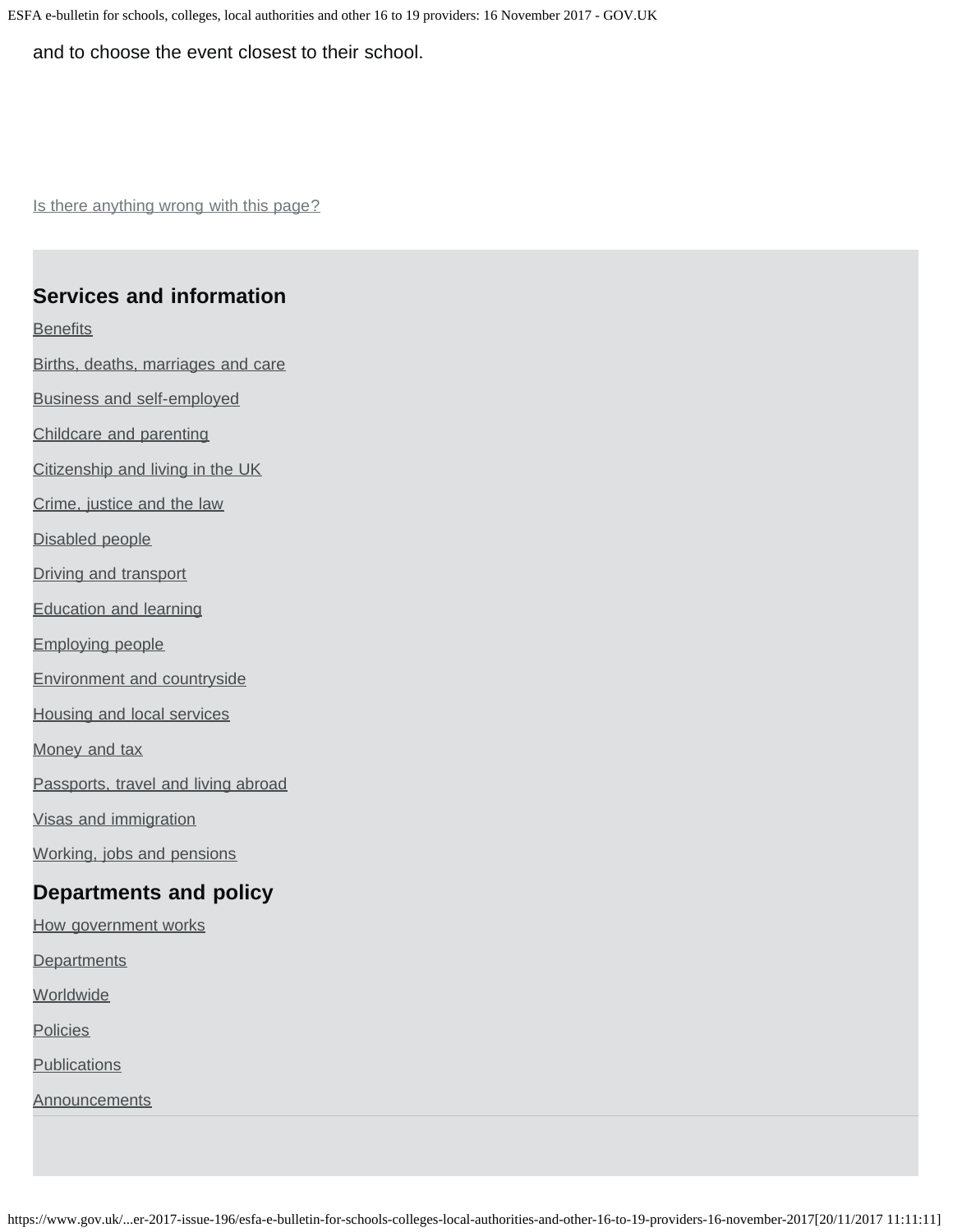and to choose the event closest to their school.

Is there anything wrong with this page?

## Services and information

Benefits

Births, deaths, marriages and care

Business and self-employed

Childcare and parenting

Citizenship and living in the UK

Crime, justice and the law

Disabled people

Driving and transport

Education and learning

Employing people

Environment and countryside

Housing and local services

Money and tax

Passports, travel and living abroad

Visas and immigration

Working, jobs and pensions

## Departments and policy

How government works

Departments

Worldwide

Policies

Publications

Announcements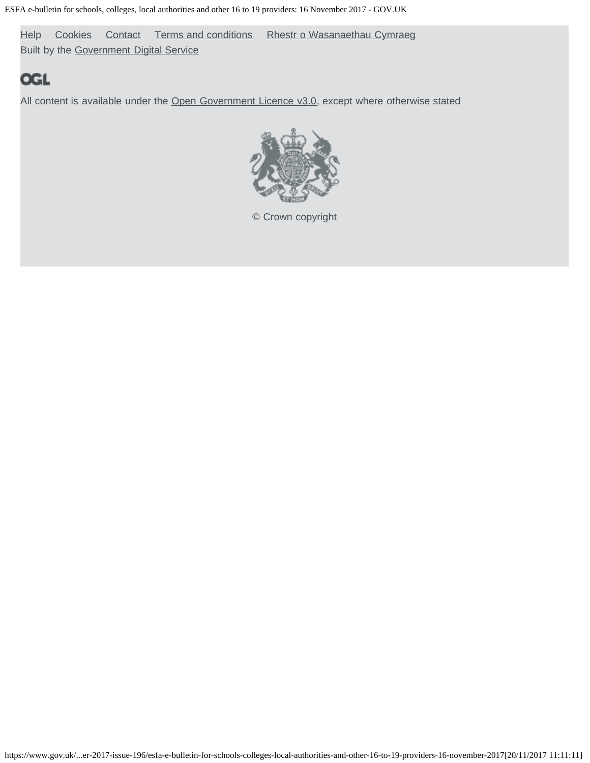Help Cookies Contact Terms and conditions Rhestr o Wasanaethau Cymraeg

Built by the Government Digital Service

OGL

All content is available under the Open Government Licence v3.0, except where otherwise stated

© Crown copyright